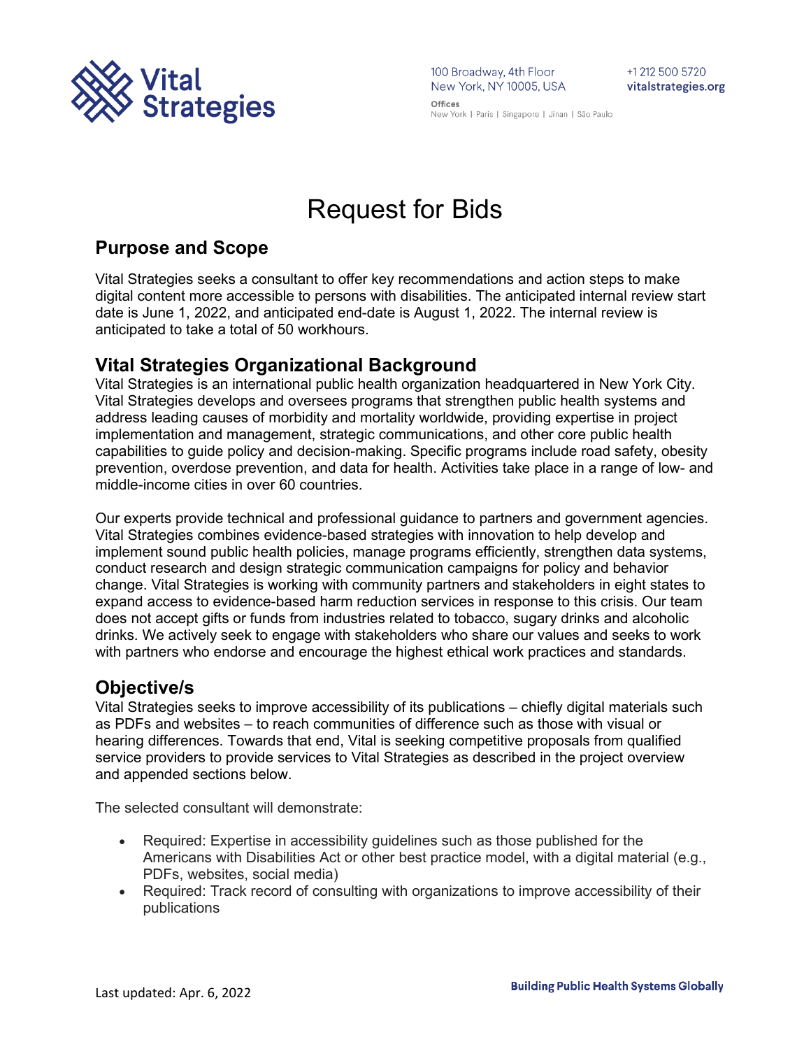# Request for Bids

## Purpose and Scope

Vital Strategies seeks a consultant to offer key recommendations and action steps to make digital content more accessible to persons with disabilities. The anticipated internal review start date is June 1, 2022, and anticipated end-date is August 1, 2022. The internal review is anticipated to take a total of 50 workhours.

## Vital Strategies Organizational Background

Vital Strategies is an international public health organization headquartered in New York City. Vital Strategies develops and oversees programs that strengthen public health systems and address leading causes of morbidity and mortality worldwide, providing expertise in project implementation and management, strategic communications, and other core public health capabilities to guide policy and decision-making. Specific programs include road safety, obesity prevention, overdose prevention, and data for health. Activities take place in a range of low- and middle-income cities in over 60 countries.

Our experts provide technical and professional guidance to partners and government agencies. Vital Strategies combines evidence-based strategies with innovation to help develop and implement sound public health policies, manage programs efficiently, strengthen data systems, conduct research and design strategic communication campaigns for policy and behavior change. Vital Strategies is working with community partners and stakeholders in eight states to expand access to evidence-based harm reduction services in response to this crisis. Our team does not accept gifts or funds from industries related to tobacco, sugary drinks and alcoholic drinks. We actively seek to engage with stakeholders who share our values and seeks to work with partners who endorse and encourage the highest ethical work practices and standards.

## Objective/s

Vital Strategies seeks to improve accessibility of its publications – chiefly digital materials such as PDFs and websites – to reach communities of difference such as those with visual or hearing differences. Towards that end, Vital is seeking competitive proposals from qualified service providers to provide services to Vital Strategies as described in the project overview and appended sections below.

The selected consultant will demonstrate:

- Required: Expertise in accessibility guidelines such as those published for the Americans with Disabilities Act or other best practice model, with a digital material (e.g., PDFs, websites, social media)
- Required: Track record of consulting with organizations to improve accessibility of their publications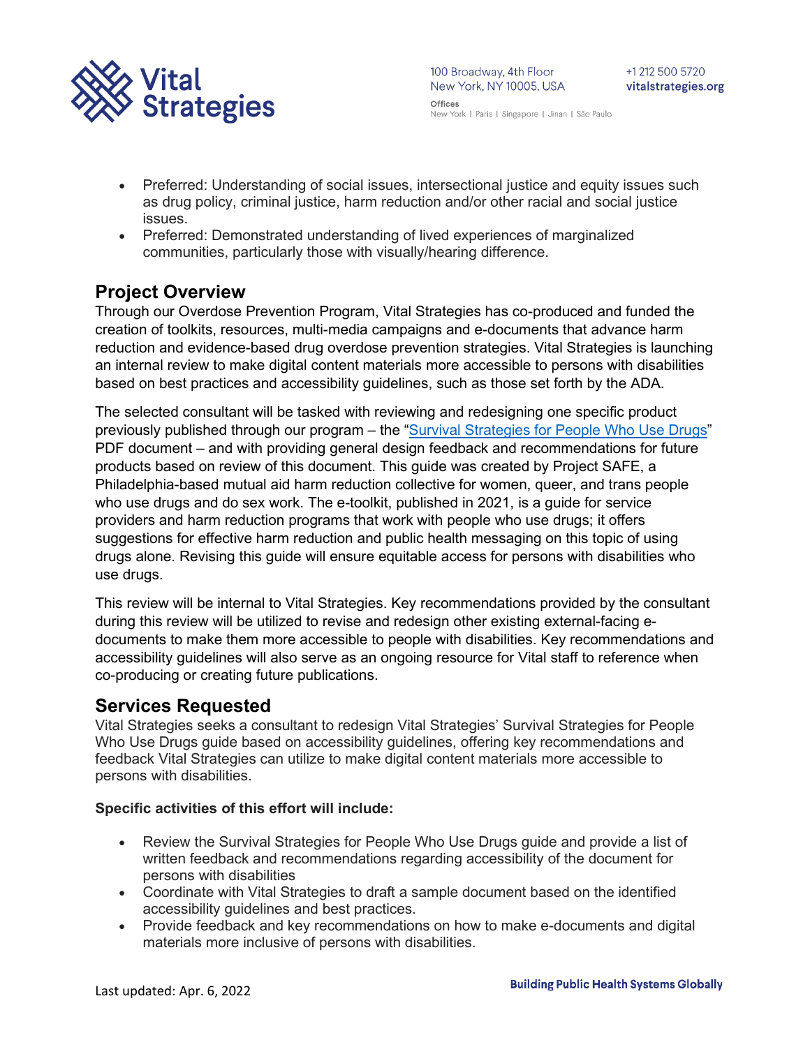- Preferred: Understanding of social issues, intersectional justice and equity issues such as drug policy, criminal justice, harm reduction and/or other racial and social justice issues.
- Preferred: Demonstrated understanding of lived experiences of marginalized communities, particularly those with visually/hearing difference.

## Project Overview

Through our Overdose Prevention Program, Vital Strategies has co-produced and funded the creation of toolkits, resources, multi-media campaigns and e-documents that advance harm reduction and evidence-based drug overdose prevention strategies. Vital Strategies is launching an internal review to make digital content materials more accessible to persons with disabilities based on best practices and accessibility guidelines, such as those set forth by the ADA.

The selected consultant will be tasked with reviewing and redesigning one specific product previously published through our program – the "Survival Strategies for People Who Use Drugs" PDF document – and with providing general design feedback and recommendations for future products based on review of this document. This guide was created by Project SAFE, a Philadelphia-based mutual aid harm reduction collective for women, queer, and trans people who use drugs and do sex work. The e-toolkit, published in 2021, is a guide for service providers and harm reduction programs that work with people who use drugs; it offers suggestions for effective harm reduction and public health messaging on this topic of using drugs alone. Revising this guide will ensure equitable access for persons with disabilities who use drugs.

This review will be internal to Vital Strategies. Key recommendations provided by the consultant during this review will be utilized to revise and redesign other existing external-facing e-documents to make them more accessible to people with disabilities. Key recommendations and accessibility guidelines will also serve as an ongoing resource for Vital staff to reference when co-producing or creating future publications.

## Services Requested

Vital Strategies seeks a consultant to redesign Vital Strategies' Survival Strategies for People Who Use Drugs guide based on accessibility guidelines, offering key recommendations and feedback Vital Strategies can utilize to make digital content materials more accessible to persons with disabilities.

**Specific activities of this effort will include:**

- Review the Survival Strategies for People Who Use Drugs guide and provide a list of written feedback and recommendations regarding accessibility of the document for persons with disabilities
- Coordinate with Vital Strategies to draft a sample document based on the identified accessibility guidelines and best practices.
- Provide feedback and key recommendations on how to make e-documents and digital materials more inclusive of persons with disabilities.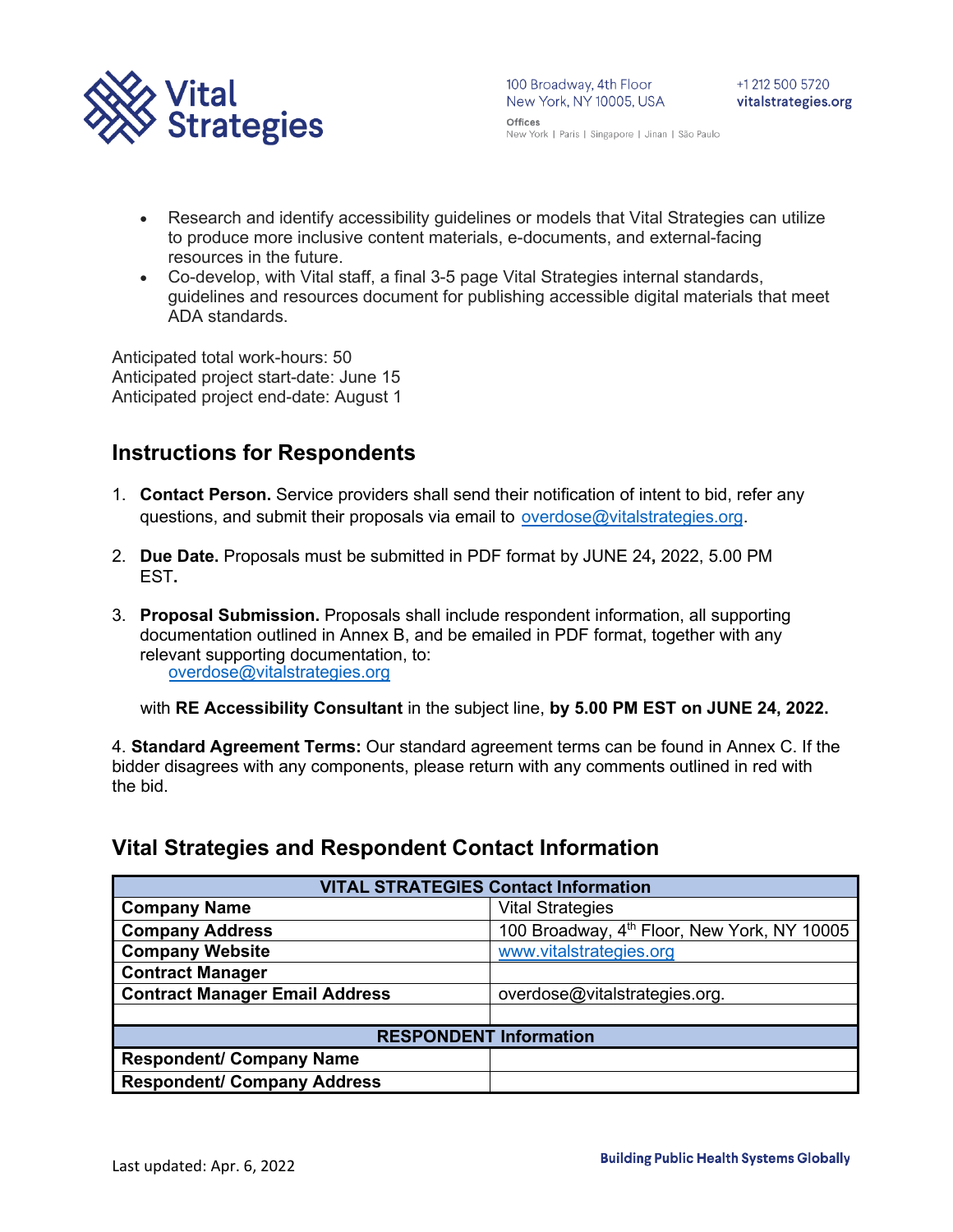- Research and identify accessibility guidelines or models that Vital Strategies can utilize to produce more inclusive content materials, e-documents, and external-facing resources in the future.
- Co-develop, with Vital staff, a final 3-5 page Vital Strategies internal standards, guidelines and resources document for publishing accessible digital materials that meet ADA standards.

Anticipated total work-hours: 50
Anticipated project start-date: June 15
Anticipated project end-date: August 1

## Instructions for Respondents

1. **Contact Person.** Service providers shall send their notification of intent to bid, refer any questions, and submit their proposals via email to overdose@vitalstrategies.org.

2. **Due Date.** Proposals must be submitted in PDF format by JUNE 24**,** 2022, 5.00 PM EST**.**

3. **Proposal Submission.** Proposals shall include respondent information, all supporting documentation outlined in Annex B, and be emailed in PDF format, together with any relevant supporting documentation, to:
   overdose@vitalstrategies.org

   with **RE Accessibility Consultant** in the subject line, **by 5.00 PM EST on JUNE 24, 2022.**

4. **Standard Agreement Terms:** Our standard agreement terms can be found in Annex C. If the bidder disagrees with any components, please return with any comments outlined in red with the bid.

## Vital Strategies and Respondent Contact Information

| VITAL STRATEGIES Contact Information | |
|---|---|
| **Company Name** | Vital Strategies |
| **Company Address** | 100 Broadway, 4th Floor, New York, NY 10005 |
| **Company Website** | www.vitalstrategies.org |
| **Contract Manager** | |
| **Contract Manager Email Address** | overdose@vitalstrategies.org. |
| | |
| **RESPONDENT Information** | |
| **Respondent/ Company Name** | |
| **Respondent/ Company Address** | |

Last updated: Apr. 6, 2022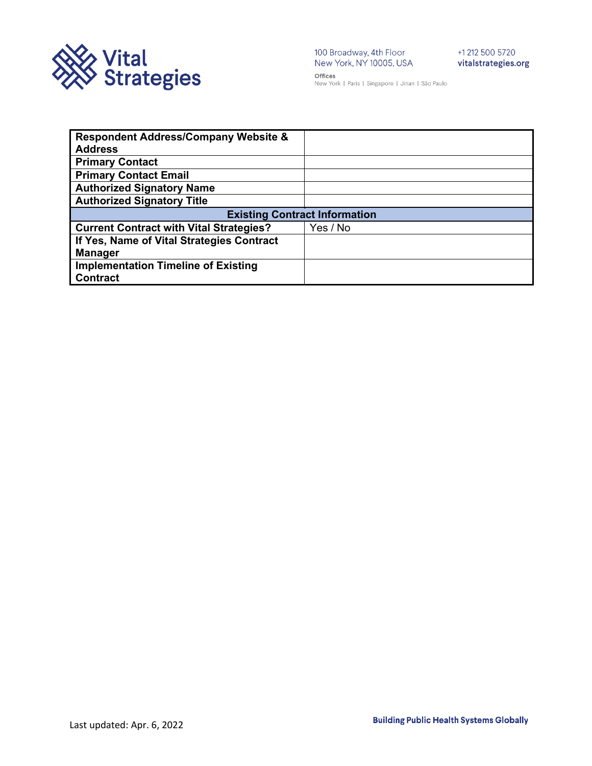| Respondent Address/Company Website & Address | |
|---|---|
| **Primary Contact** | |
| **Primary Contact Email** | |
| **Authorized Signatory Name** | |
| **Authorized Signatory Title** | |
| **Existing Contract Information** | |
| **Current Contract with Vital Strategies?** | Yes / No |
| **If Yes, Name of Vital Strategies Contract Manager** | |
| **Implementation Timeline of Existing Contract** | |

Last updated: Apr. 6, 2022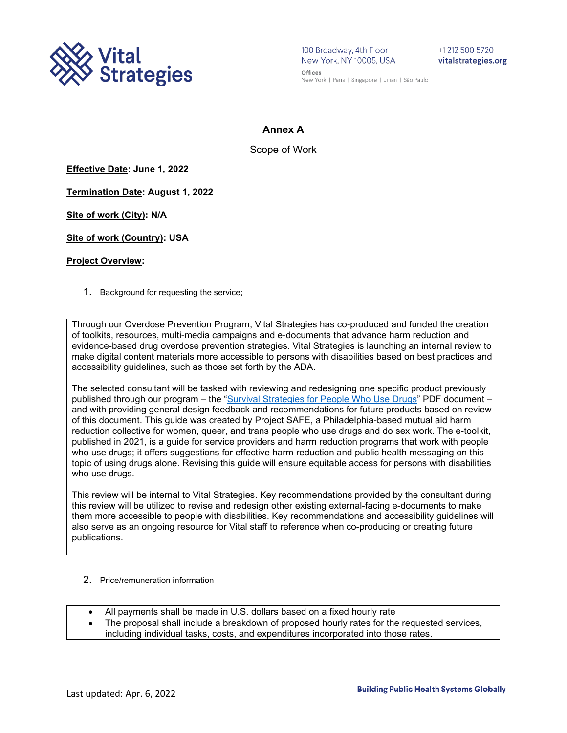## Annex A

Scope of Work

**Effective Date: June 1, 2022**

**Termination Date: August 1, 2022**

**Site of work (City): N/A**

**Site of work (Country): USA**

**Project Overview:**

1. Background for requesting the service;

Through our Overdose Prevention Program, Vital Strategies has co-produced and funded the creation of toolkits, resources, multi-media campaigns and e-documents that advance harm reduction and evidence-based drug overdose prevention strategies. Vital Strategies is launching an internal review to make digital content materials more accessible to persons with disabilities based on best practices and accessibility guidelines, such as those set forth by the ADA.

The selected consultant will be tasked with reviewing and redesigning one specific product previously published through our program – the "Survival Strategies for People Who Use Drugs" PDF document – and with providing general design feedback and recommendations for future products based on review of this document. This guide was created by Project SAFE, a Philadelphia-based mutual aid harm reduction collective for women, queer, and trans people who use drugs and do sex work. The e-toolkit, published in 2021, is a guide for service providers and harm reduction programs that work with people who use drugs; it offers suggestions for effective harm reduction and public health messaging on this topic of using drugs alone. Revising this guide will ensure equitable access for persons with disabilities who use drugs.

This review will be internal to Vital Strategies. Key recommendations provided by the consultant during this review will be utilized to revise and redesign other existing external-facing e-documents to make them more accessible to people with disabilities. Key recommendations and accessibility guidelines will also serve as an ongoing resource for Vital staff to reference when co-producing or creating future publications.

2. Price/remuneration information

- All payments shall be made in U.S. dollars based on a fixed hourly rate
- The proposal shall include a breakdown of proposed hourly rates for the requested services, including individual tasks, costs, and expenditures incorporated into those rates.

Last updated: Apr. 6, 2022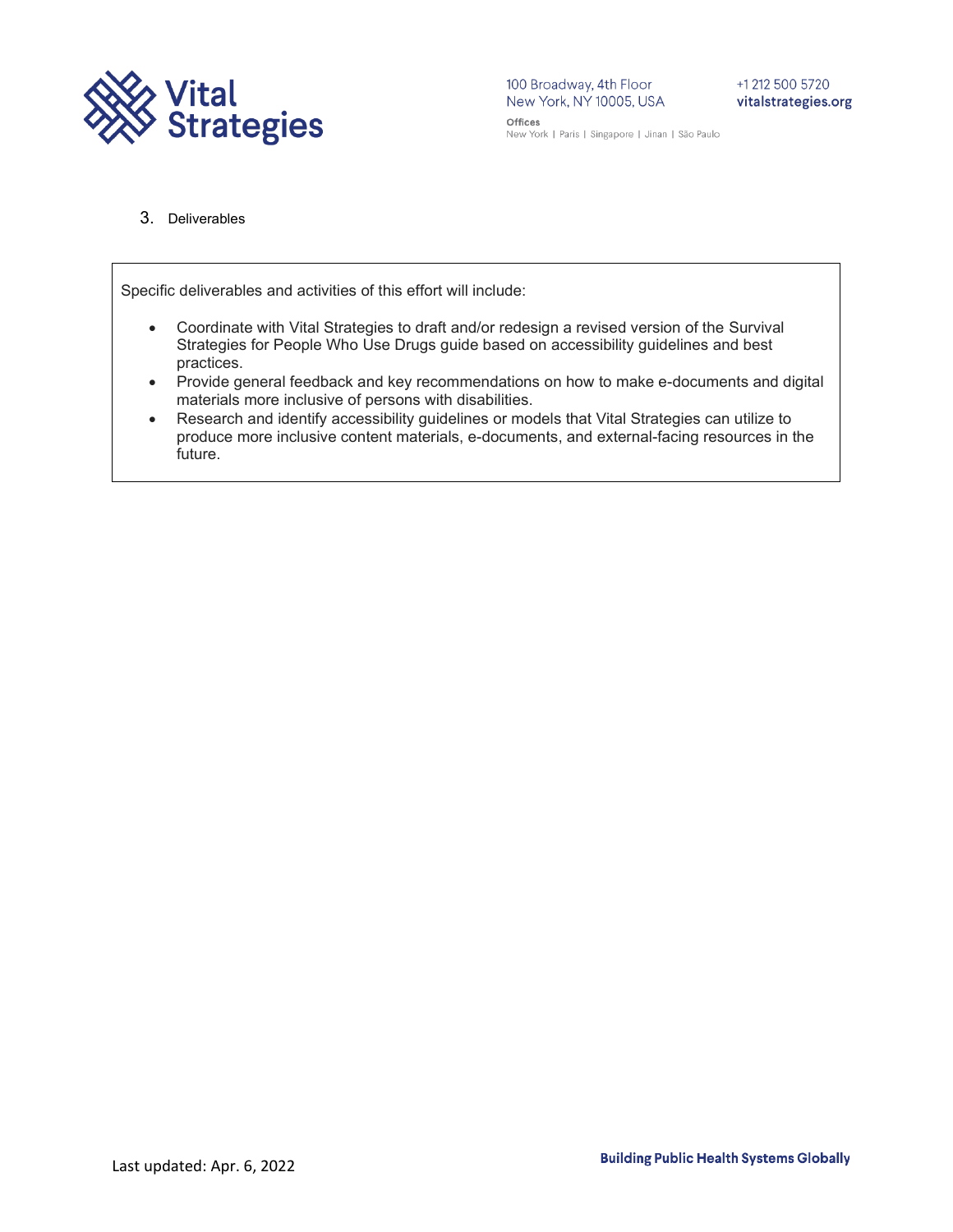3. Deliverables

Specific deliverables and activities of this effort will include:

- Coordinate with Vital Strategies to draft and/or redesign a revised version of the Survival Strategies for People Who Use Drugs guide based on accessibility guidelines and best practices.
- Provide general feedback and key recommendations on how to make e-documents and digital materials more inclusive of persons with disabilities.
- Research and identify accessibility guidelines or models that Vital Strategies can utilize to produce more inclusive content materials, e-documents, and external-facing resources in the future.

Last updated: Apr. 6, 2022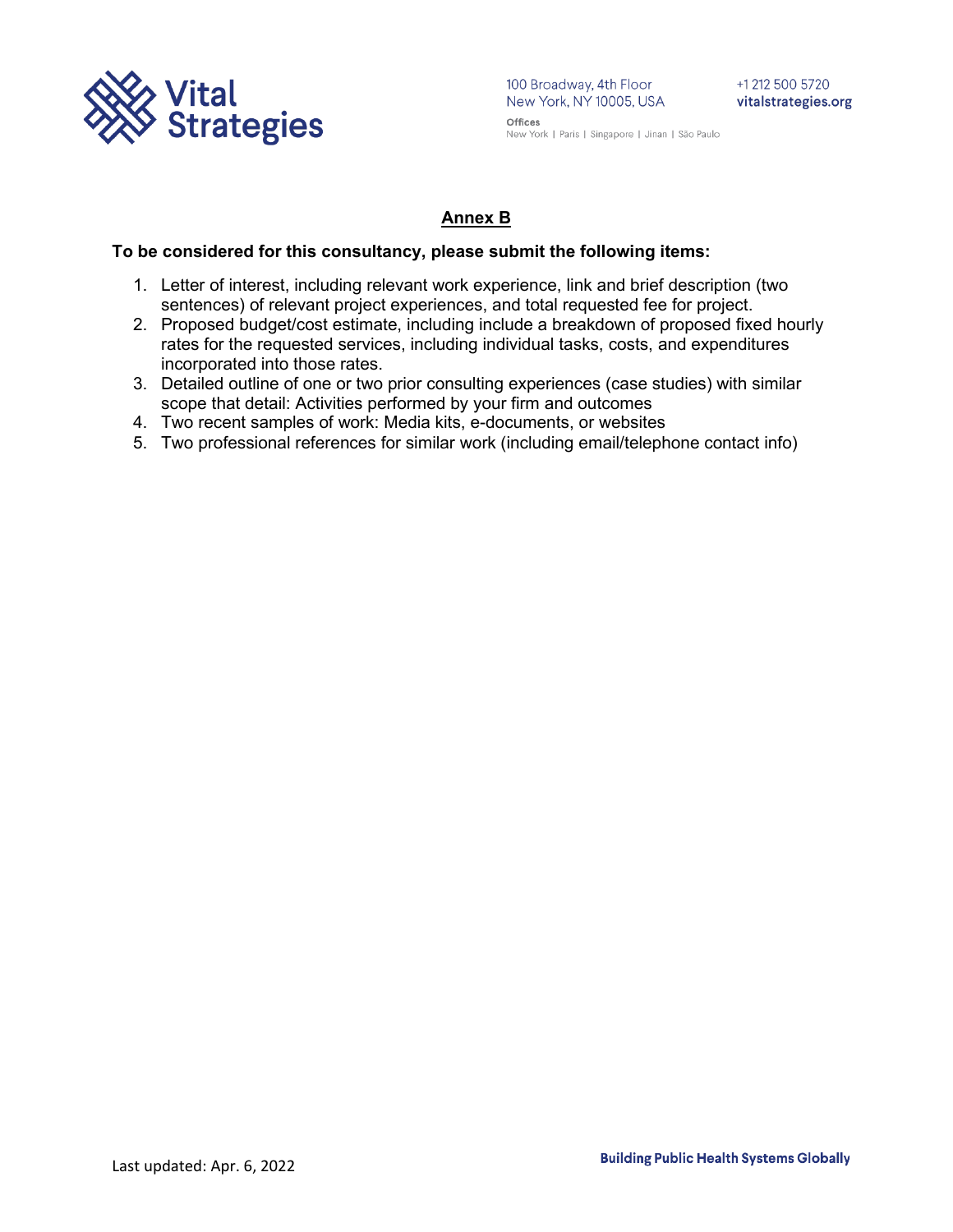## Annex B

**To be considered for this consultancy, please submit the following items:**

1. Letter of interest, including relevant work experience, link and brief description (two sentences) of relevant project experiences, and total requested fee for project.
2. Proposed budget/cost estimate, including include a breakdown of proposed fixed hourly rates for the requested services, including individual tasks, costs, and expenditures incorporated into those rates.
3. Detailed outline of one or two prior consulting experiences (case studies) with similar scope that detail: Activities performed by your firm and outcomes
4. Two recent samples of work: Media kits, e-documents, or websites
5. Two professional references for similar work (including email/telephone contact info)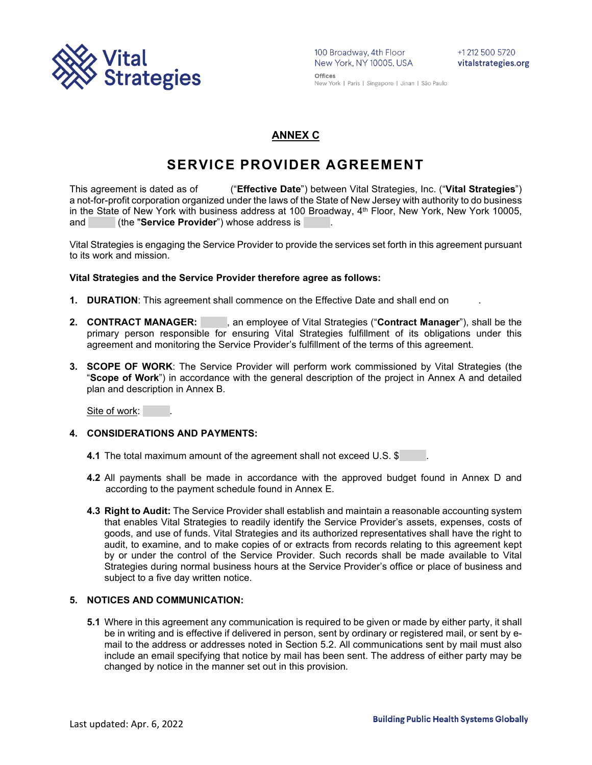## ANNEX C

# SERVICE PROVIDER AGREEMENT

This agreement is dated as of ("**Effective Date**") between Vital Strategies, Inc. ("**Vital Strategies**") a not-for-profit corporation organized under the laws of the State of New Jersey with authority to do business in the State of New York with business address at 100 Broadway, 4th Floor, New York, New York 10005, and (the "**Service Provider**") whose address is .

Vital Strategies is engaging the Service Provider to provide the services set forth in this agreement pursuant to its work and mission.

**Vital Strategies and the Service Provider therefore agree as follows:**

1. **DURATION**: This agreement shall commence on the Effective Date and shall end on .

2. **CONTRACT MANAGER:** , an employee of Vital Strategies ("**Contract Manager**"), shall be the primary person responsible for ensuring Vital Strategies fulfillment of its obligations under this agreement and monitoring the Service Provider's fulfillment of the terms of this agreement.

3. **SCOPE OF WORK**: The Service Provider will perform work commissioned by Vital Strategies (the "**Scope of Work**") in accordance with the general description of the project in Annex A and detailed plan and description in Annex B.

   Site of work: .

4. **CONSIDERATIONS AND PAYMENTS:**

   **4.1** The total maximum amount of the agreement shall not exceed U.S. $ .

   **4.2** All payments shall be made in accordance with the approved budget found in Annex D and according to the payment schedule found in Annex E.

   **4.3 Right to Audit:** The Service Provider shall establish and maintain a reasonable accounting system that enables Vital Strategies to readily identify the Service Provider's assets, expenses, costs of goods, and use of funds. Vital Strategies and its authorized representatives shall have the right to audit, to examine, and to make copies of or extracts from records relating to this agreement kept by or under the control of the Service Provider. Such records shall be made available to Vital Strategies during normal business hours at the Service Provider's office or place of business and subject to a five day written notice.

5. **NOTICES AND COMMUNICATION:**

   **5.1** Where in this agreement any communication is required to be given or made by either party, it shall be in writing and is effective if delivered in person, sent by ordinary or registered mail, or sent by e-mail to the address or addresses noted in Section 5.2. All communications sent by mail must also include an email specifying that notice by mail has been sent. The address of either party may be changed by notice in the manner set out in this provision.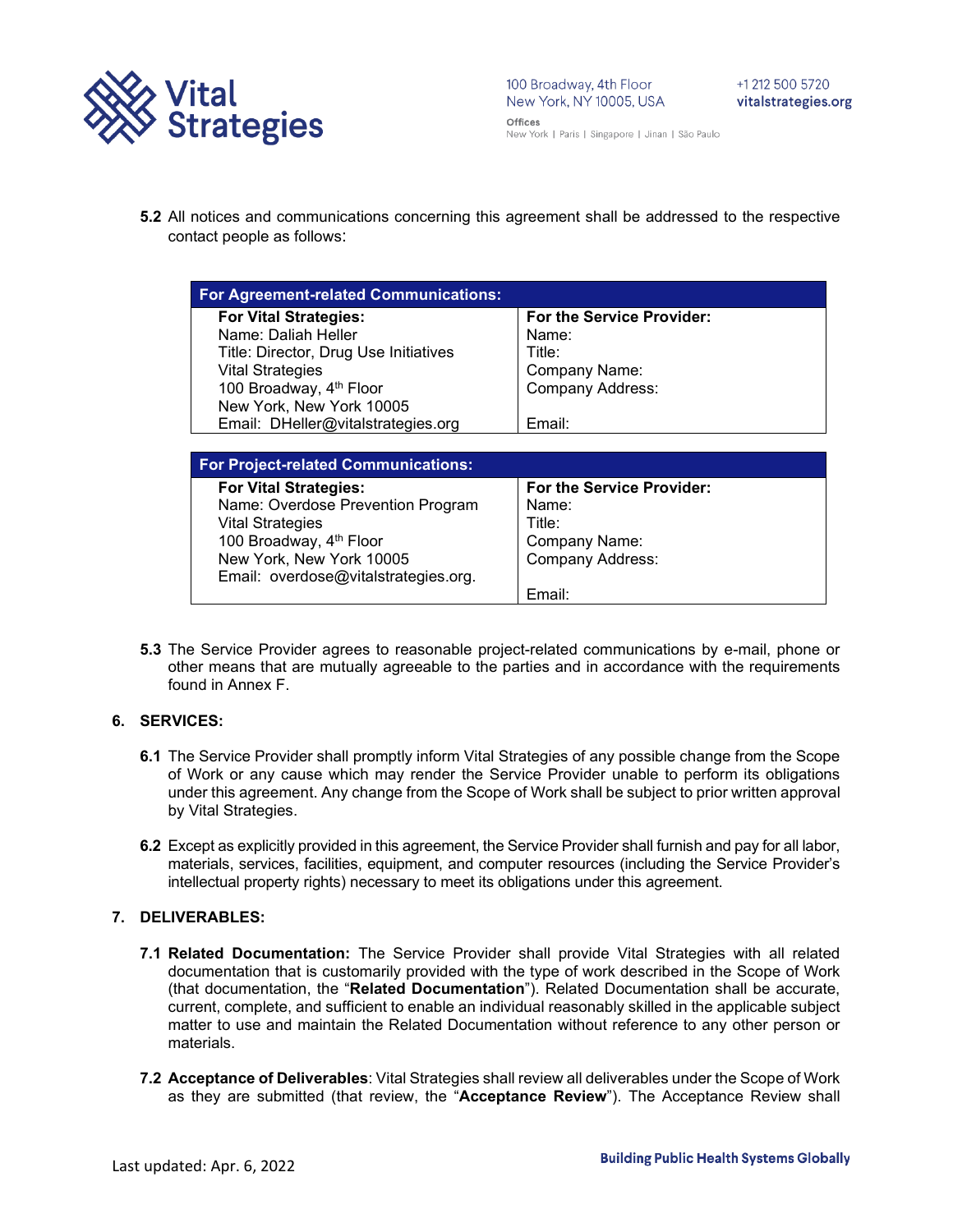**5.2** All notices and communications concerning this agreement shall be addressed to the respective contact people as follows:

| For Agreement-related Communications: | |
|---|---|
| **For Vital Strategies:**<br>Name: Daliah Heller<br>Title: Director, Drug Use Initiatives<br>Vital Strategies<br>100 Broadway, 4th Floor<br>New York, New York 10005<br>Email: DHeller@vitalstrategies.org | **For the Service Provider:**<br>Name:<br>Title:<br>Company Name:<br>Company Address:<br><br>Email: |

| For Project-related Communications: | |
|---|---|
| **For Vital Strategies:**<br>Name: Overdose Prevention Program<br>Vital Strategies<br>100 Broadway, 4th Floor<br>New York, New York 10005<br>Email: overdose@vitalstrategies.org. | **For the Service Provider:**<br>Name:<br>Title:<br>Company Name:<br>Company Address:<br><br>Email: |

**5.3** The Service Provider agrees to reasonable project-related communications by e-mail, phone or other means that are mutually agreeable to the parties and in accordance with the requirements found in Annex F.

## 6. SERVICES:

**6.1** The Service Provider shall promptly inform Vital Strategies of any possible change from the Scope of Work or any cause which may render the Service Provider unable to perform its obligations under this agreement. Any change from the Scope of Work shall be subject to prior written approval by Vital Strategies.

**6.2** Except as explicitly provided in this agreement, the Service Provider shall furnish and pay for all labor, materials, services, facilities, equipment, and computer resources (including the Service Provider's intellectual property rights) necessary to meet its obligations under this agreement.

## 7. DELIVERABLES:

**7.1 Related Documentation:** The Service Provider shall provide Vital Strategies with all related documentation that is customarily provided with the type of work described in the Scope of Work (that documentation, the "**Related Documentation**"). Related Documentation shall be accurate, current, complete, and sufficient to enable an individual reasonably skilled in the applicable subject matter to use and maintain the Related Documentation without reference to any other person or materials.

**7.2 Acceptance of Deliverables**: Vital Strategies shall review all deliverables under the Scope of Work as they are submitted (that review, the "**Acceptance Review**"). The Acceptance Review shall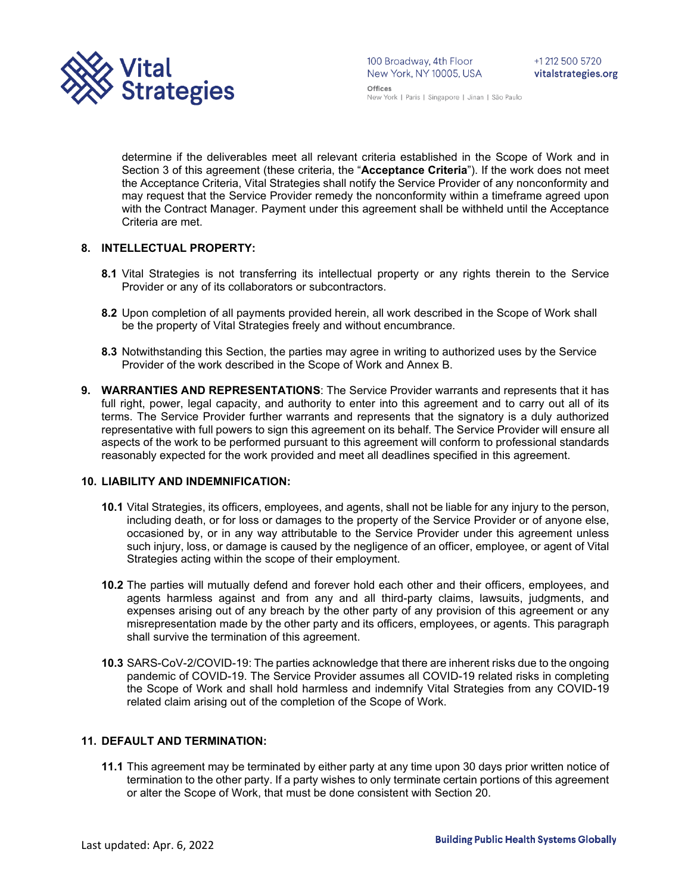determine if the deliverables meet all relevant criteria established in the Scope of Work and in Section 3 of this agreement (these criteria, the "**Acceptance Criteria**"). If the work does not meet the Acceptance Criteria, Vital Strategies shall notify the Service Provider of any nonconformity and may request that the Service Provider remedy the nonconformity within a timeframe agreed upon with the Contract Manager. Payment under this agreement shall be withheld until the Acceptance Criteria are met.

**8. INTELLECTUAL PROPERTY:**

**8.1** Vital Strategies is not transferring its intellectual property or any rights therein to the Service Provider or any of its collaborators or subcontractors.

**8.2** Upon completion of all payments provided herein, all work described in the Scope of Work shall be the property of Vital Strategies freely and without encumbrance.

**8.3** Notwithstanding this Section, the parties may agree in writing to authorized uses by the Service Provider of the work described in the Scope of Work and Annex B.

**9. WARRANTIES AND REPRESENTATIONS**: The Service Provider warrants and represents that it has full right, power, legal capacity, and authority to enter into this agreement and to carry out all of its terms. The Service Provider further warrants and represents that the signatory is a duly authorized representative with full powers to sign this agreement on its behalf. The Service Provider will ensure all aspects of the work to be performed pursuant to this agreement will conform to professional standards reasonably expected for the work provided and meet all deadlines specified in this agreement.

**10. LIABILITY AND INDEMNIFICATION:**

**10.1** Vital Strategies, its officers, employees, and agents, shall not be liable for any injury to the person, including death, or for loss or damages to the property of the Service Provider or of anyone else, occasioned by, or in any way attributable to the Service Provider under this agreement unless such injury, loss, or damage is caused by the negligence of an officer, employee, or agent of Vital Strategies acting within the scope of their employment.

**10.2** The parties will mutually defend and forever hold each other and their officers, employees, and agents harmless against and from any and all third-party claims, lawsuits, judgments, and expenses arising out of any breach by the other party of any provision of this agreement or any misrepresentation made by the other party and its officers, employees, or agents. This paragraph shall survive the termination of this agreement.

**10.3** SARS-CoV-2/COVID-19: The parties acknowledge that there are inherent risks due to the ongoing pandemic of COVID-19. The Service Provider assumes all COVID-19 related risks in completing the Scope of Work and shall hold harmless and indemnify Vital Strategies from any COVID-19 related claim arising out of the completion of the Scope of Work.

**11. DEFAULT AND TERMINATION:**

**11.1** This agreement may be terminated by either party at any time upon 30 days prior written notice of termination to the other party. If a party wishes to only terminate certain portions of this agreement or alter the Scope of Work, that must be done consistent with Section 20.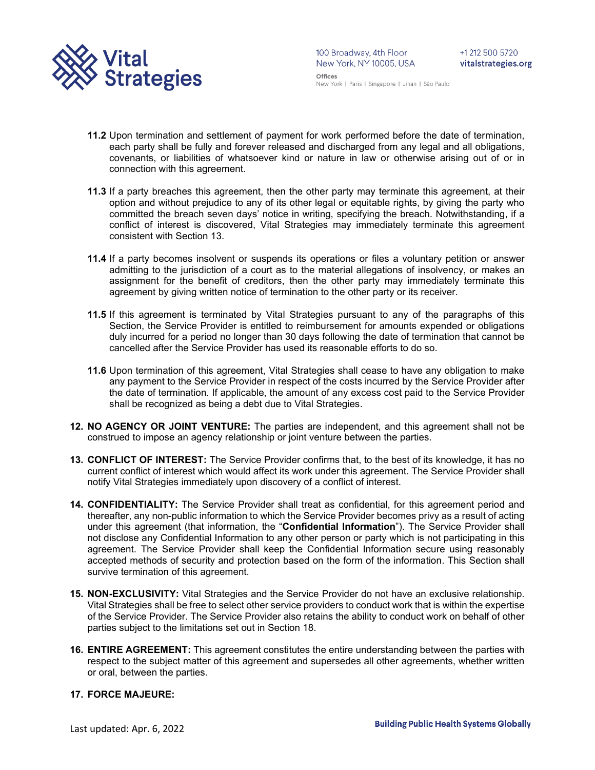**11.2** Upon termination and settlement of payment for work performed before the date of termination, each party shall be fully and forever released and discharged from any legal and all obligations, covenants, or liabilities of whatsoever kind or nature in law or otherwise arising out of or in connection with this agreement.

**11.3** If a party breaches this agreement, then the other party may terminate this agreement, at their option and without prejudice to any of its other legal or equitable rights, by giving the party who committed the breach seven days' notice in writing, specifying the breach. Notwithstanding, if a conflict of interest is discovered, Vital Strategies may immediately terminate this agreement consistent with Section 13.

**11.4** If a party becomes insolvent or suspends its operations or files a voluntary petition or answer admitting to the jurisdiction of a court as to the material allegations of insolvency, or makes an assignment for the benefit of creditors, then the other party may immediately terminate this agreement by giving written notice of termination to the other party or its receiver.

**11.5** If this agreement is terminated by Vital Strategies pursuant to any of the paragraphs of this Section, the Service Provider is entitled to reimbursement for amounts expended or obligations duly incurred for a period no longer than 30 days following the date of termination that cannot be cancelled after the Service Provider has used its reasonable efforts to do so.

**11.6** Upon termination of this agreement, Vital Strategies shall cease to have any obligation to make any payment to the Service Provider in respect of the costs incurred by the Service Provider after the date of termination. If applicable, the amount of any excess cost paid to the Service Provider shall be recognized as being a debt due to Vital Strategies.

12. **NO AGENCY OR JOINT VENTURE:** The parties are independent, and this agreement shall not be construed to impose an agency relationship or joint venture between the parties.

13. **CONFLICT OF INTEREST:** The Service Provider confirms that, to the best of its knowledge, it has no current conflict of interest which would affect its work under this agreement. The Service Provider shall notify Vital Strategies immediately upon discovery of a conflict of interest.

14. **CONFIDENTIALITY:** The Service Provider shall treat as confidential, for this agreement period and thereafter, any non-public information to which the Service Provider becomes privy as a result of acting under this agreement (that information, the "**Confidential Information**"). The Service Provider shall not disclose any Confidential Information to any other person or party which is not participating in this agreement. The Service Provider shall keep the Confidential Information secure using reasonably accepted methods of security and protection based on the form of the information. This Section shall survive termination of this agreement.

15. **NON-EXCLUSIVITY:** Vital Strategies and the Service Provider do not have an exclusive relationship. Vital Strategies shall be free to select other service providers to conduct work that is within the expertise of the Service Provider. The Service Provider also retains the ability to conduct work on behalf of other parties subject to the limitations set out in Section 18.

16. **ENTIRE AGREEMENT:** This agreement constitutes the entire understanding between the parties with respect to the subject matter of this agreement and supersedes all other agreements, whether written or oral, between the parties.

17. **FORCE MAJEURE:**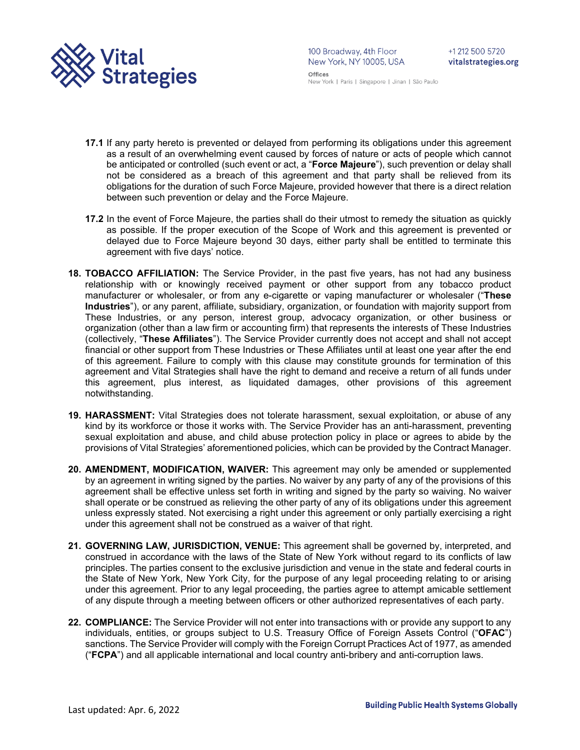**17.1** If any party hereto is prevented or delayed from performing its obligations under this agreement as a result of an overwhelming event caused by forces of nature or acts of people which cannot be anticipated or controlled (such event or act, a "**Force Majeure**"), such prevention or delay shall not be considered as a breach of this agreement and that party shall be relieved from its obligations for the duration of such Force Majeure, provided however that there is a direct relation between such prevention or delay and the Force Majeure.

**17.2** In the event of Force Majeure, the parties shall do their utmost to remedy the situation as quickly as possible. If the proper execution of the Scope of Work and this agreement is prevented or delayed due to Force Majeure beyond 30 days, either party shall be entitled to terminate this agreement with five days' notice.

**18. TOBACCO AFFILIATION:** The Service Provider, in the past five years, has not had any business relationship with or knowingly received payment or other support from any tobacco product manufacturer or wholesaler, or from any e-cigarette or vaping manufacturer or wholesaler ("**These Industries**"), or any parent, affiliate, subsidiary, organization, or foundation with majority support from These Industries, or any person, interest group, advocacy organization, or other business or organization (other than a law firm or accounting firm) that represents the interests of These Industries (collectively, "**These Affiliates**"). The Service Provider currently does not accept and shall not accept financial or other support from These Industries or These Affiliates until at least one year after the end of this agreement. Failure to comply with this clause may constitute grounds for termination of this agreement and Vital Strategies shall have the right to demand and receive a return of all funds under this agreement, plus interest, as liquidated damages, other provisions of this agreement notwithstanding.

**19. HARASSMENT:** Vital Strategies does not tolerate harassment, sexual exploitation, or abuse of any kind by its workforce or those it works with. The Service Provider has an anti-harassment, preventing sexual exploitation and abuse, and child abuse protection policy in place or agrees to abide by the provisions of Vital Strategies' aforementioned policies, which can be provided by the Contract Manager.

**20. AMENDMENT, MODIFICATION, WAIVER:** This agreement may only be amended or supplemented by an agreement in writing signed by the parties. No waiver by any party of any of the provisions of this agreement shall be effective unless set forth in writing and signed by the party so waiving. No waiver shall operate or be construed as relieving the other party of any of its obligations under this agreement unless expressly stated. Not exercising a right under this agreement or only partially exercising a right under this agreement shall not be construed as a waiver of that right.

**21. GOVERNING LAW, JURISDICTION, VENUE:** This agreement shall be governed by, interpreted, and construed in accordance with the laws of the State of New York without regard to its conflicts of law principles. The parties consent to the exclusive jurisdiction and venue in the state and federal courts in the State of New York, New York City, for the purpose of any legal proceeding relating to or arising under this agreement. Prior to any legal proceeding, the parties agree to attempt amicable settlement of any dispute through a meeting between officers or other authorized representatives of each party.

**22. COMPLIANCE:** The Service Provider will not enter into transactions with or provide any support to any individuals, entities, or groups subject to U.S. Treasury Office of Foreign Assets Control ("**OFAC**") sanctions. The Service Provider will comply with the Foreign Corrupt Practices Act of 1977, as amended ("**FCPA**") and all applicable international and local country anti-bribery and anti-corruption laws.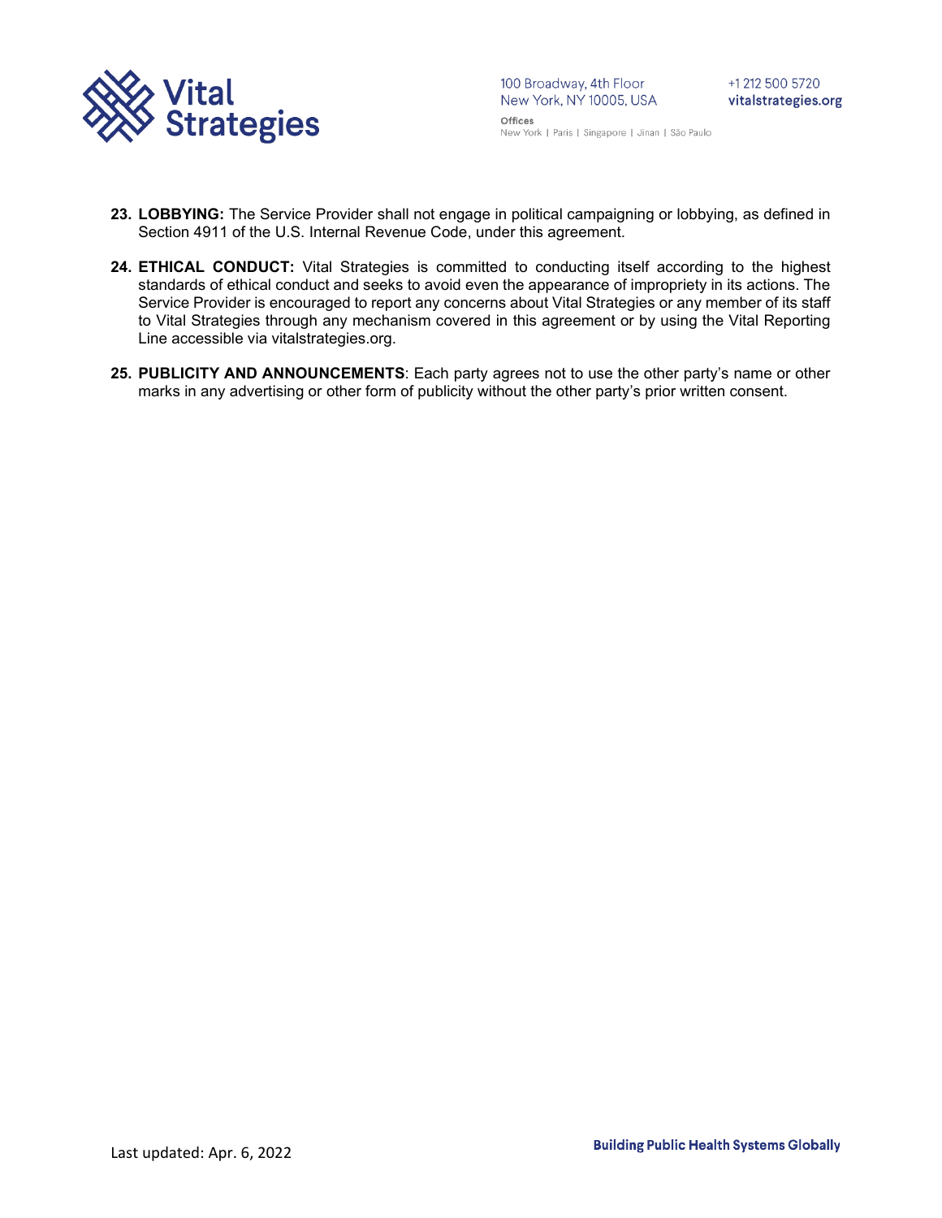23. **LOBBYING:** The Service Provider shall not engage in political campaigning or lobbying, as defined in Section 4911 of the U.S. Internal Revenue Code, under this agreement.

24. **ETHICAL CONDUCT:** Vital Strategies is committed to conducting itself according to the highest standards of ethical conduct and seeks to avoid even the appearance of impropriety in its actions. The Service Provider is encouraged to report any concerns about Vital Strategies or any member of its staff to Vital Strategies through any mechanism covered in this agreement or by using the Vital Reporting Line accessible via vitalstrategies.org.

25. **PUBLICITY AND ANNOUNCEMENTS**: Each party agrees not to use the other party's name or other marks in any advertising or other form of publicity without the other party's prior written consent.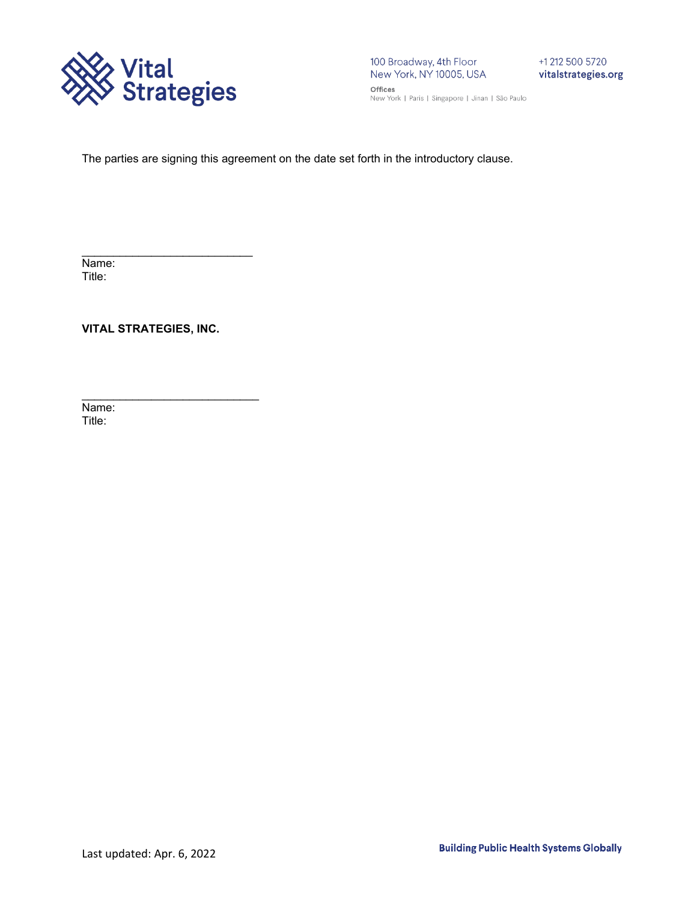The parties are signing this agreement on the date set forth in the introductory clause.

\_\_\_\_\_\_\_\_\_\_\_\_\_\_\_\_\_\_\_\_\_\_\_\_\_\_\_\_
Name:
Title:

**VITAL STRATEGIES, INC.**

\_\_\_\_\_\_\_\_\_\_\_\_\_\_\_\_\_\_\_\_\_\_\_\_\_\_\_\_
Name:
Title:

Last updated: Apr. 6, 2022